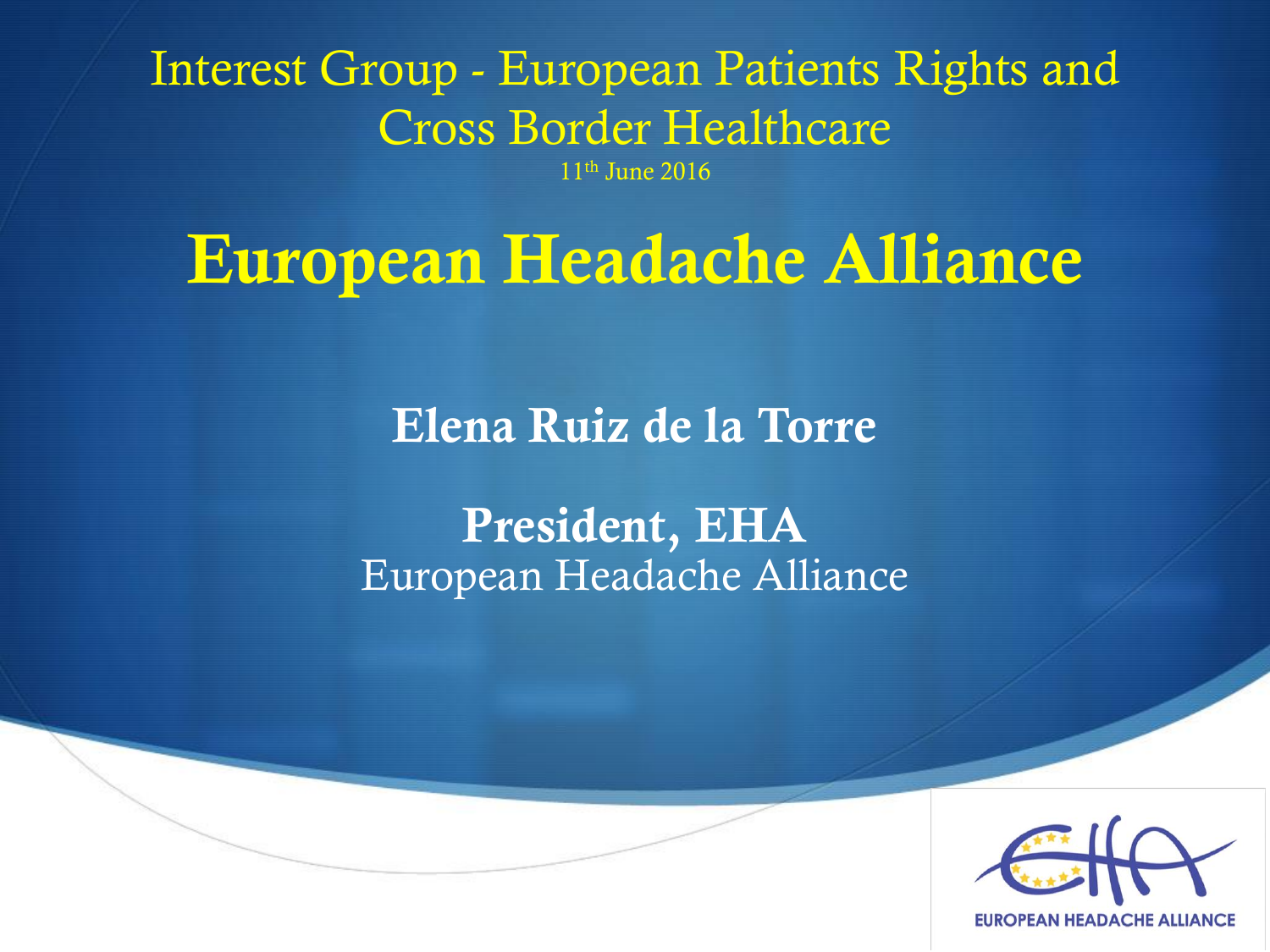Interest Group - European Patients Rights and Cross Border Healthcare

11th June 2016

# European Headache Alliance

**Elena Ruiz de la Torre**

**President, EHA**

European Headache Alliance

EUROPEAN HEADACHE ALLIANCE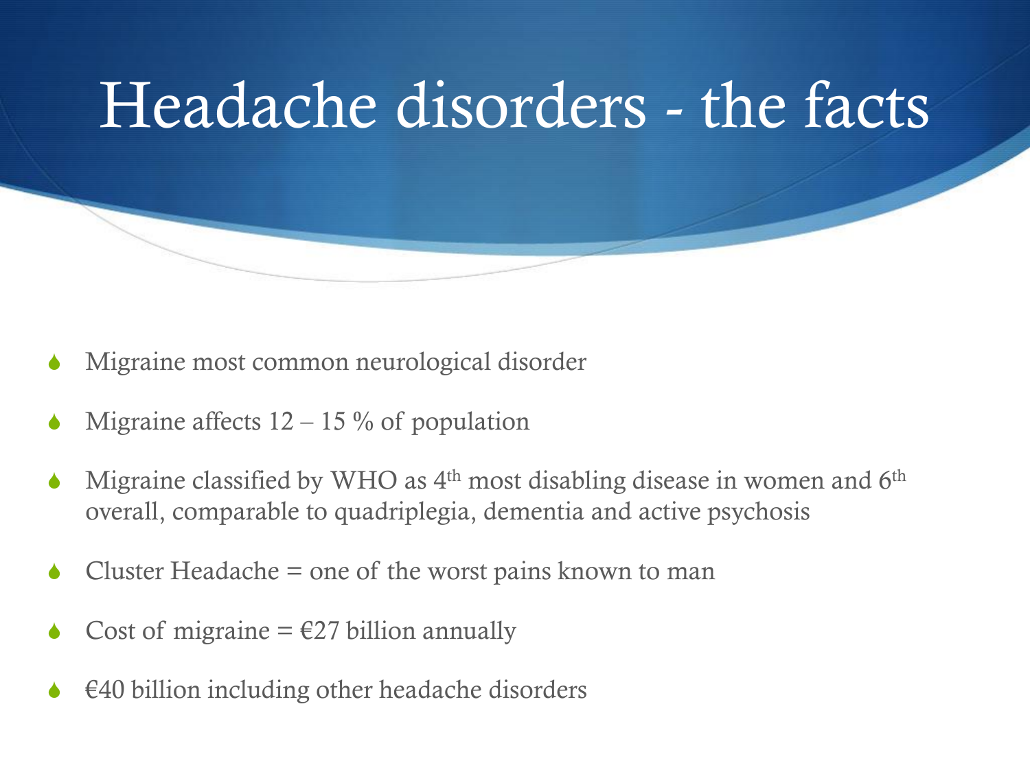# Headache disorders - the facts

- Migraine most common neurological disorder
- Migraine affects 12 – 15 % of population
- Migraine classified by WHO as $4^{th}$ most disabling disease in women and $6^{th}$ overall, comparable to quadriplegia, dementia and active psychosis
- Cluster Headache = one of the worst pains known to man
- Cost of migraine = €27 billion annually
- €40 billion including other headache disorders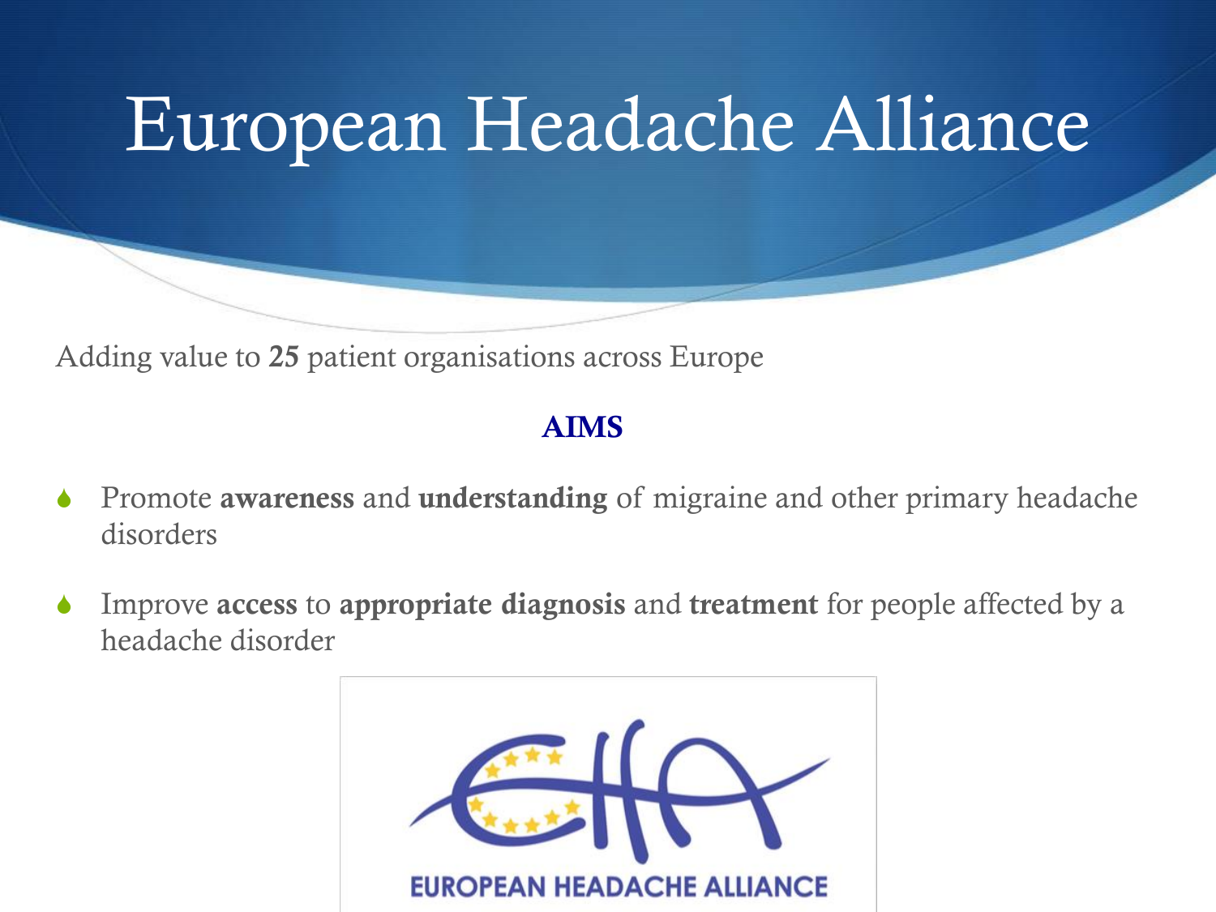# European Headache Alliance

Adding value to **25** patient organisations across Europe

**AIMS**

- Promote **awareness** and **understanding** of migraine and other primary headache disorders
- Improve **access** to **appropriate diagnosis** and **treatment** for people affected by a headache disorder

EUROPEAN HEADACHE ALLIANCE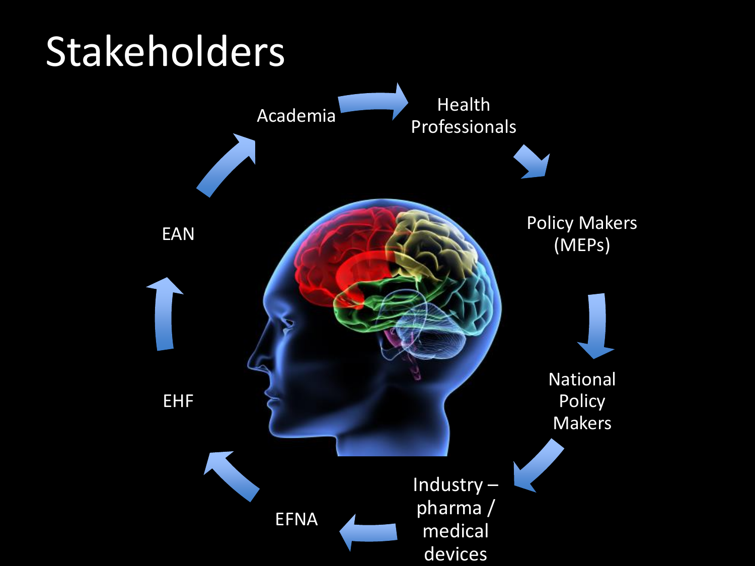# Stakeholders

- Academia
- Health Professionals
- Policy Makers (MEPs)
- National Policy Makers
- Industry – pharma / medical devices
- EFNA
- EHF
- EAN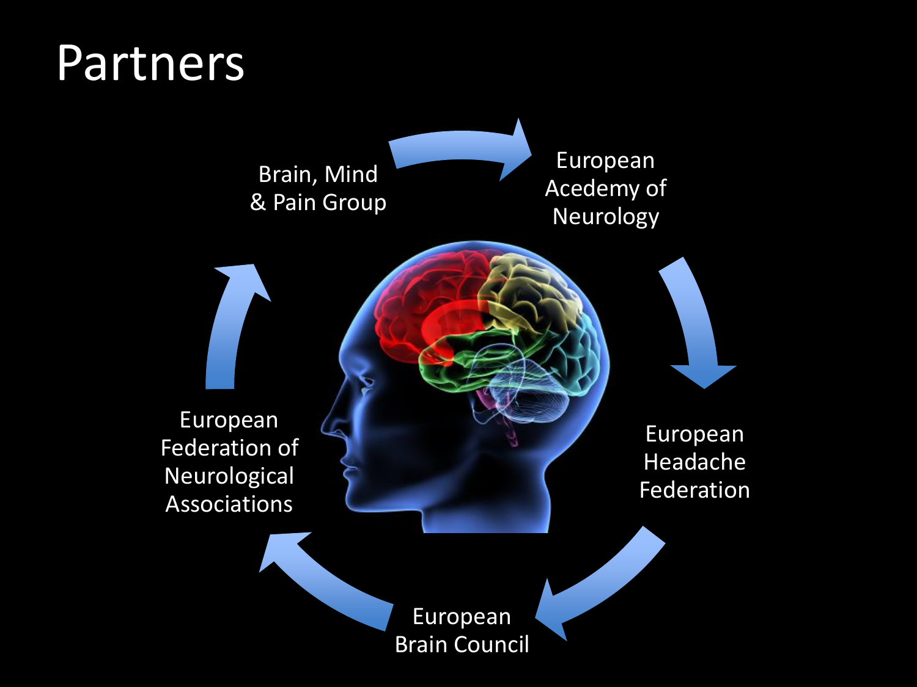# Partners

- Brain, Mind & Pain Group
- European Acedemy of Neurology
- European Headache Federation
- European Brain Council
- European Federation of Neurological Associations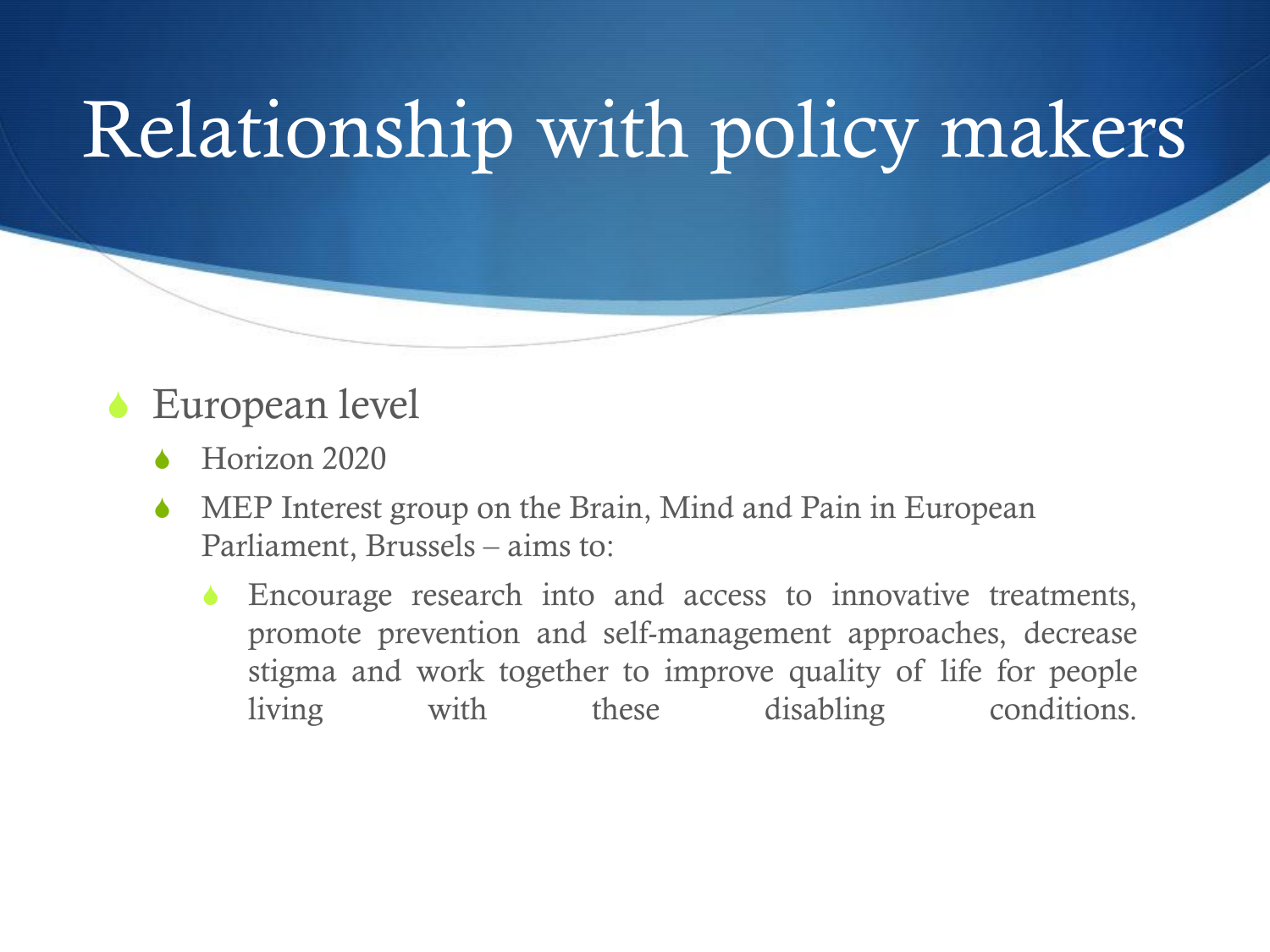# Relationship with policy makers

- European level
  - Horizon 2020
  - MEP Interest group on the Brain, Mind and Pain in European Parliament, Brussels – aims to:
    - Encourage research into and access to innovative treatments, promote prevention and self-management approaches, decrease stigma and work together to improve quality of life for people living with these disabling conditions.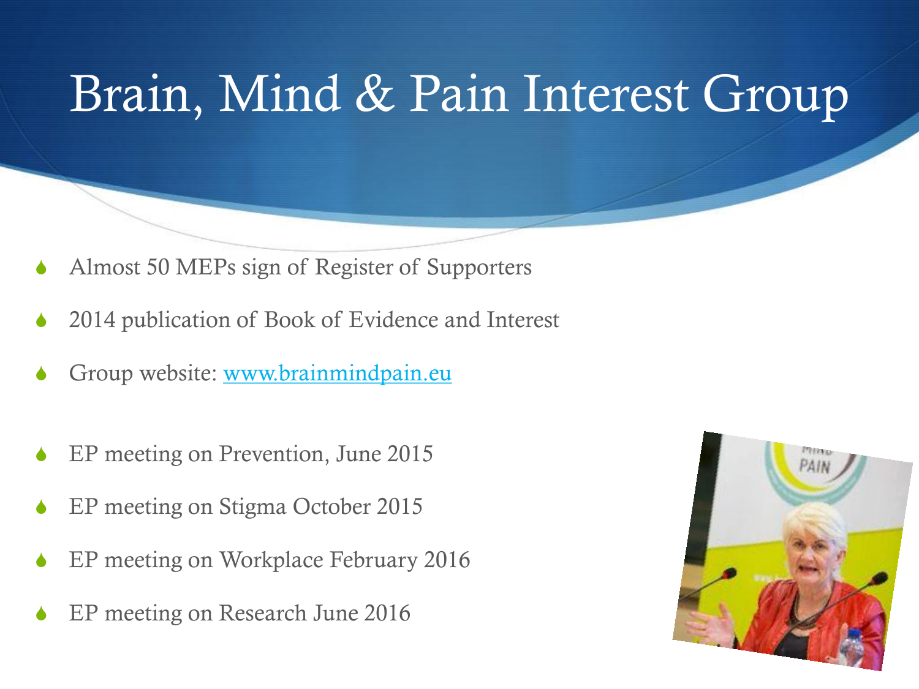# Brain, Mind & Pain Interest Group

- Almost 50 MEPs sign of Register of Supporters
- 2014 publication of Book of Evidence and Interest
- Group website: [www.brainmindpain.eu](http://www.brainmindpain.eu)

- EP meeting on Prevention, June 2015
- EP meeting on Stigma October 2015
- EP meeting on Workplace February 2016
- EP meeting on Research June 2016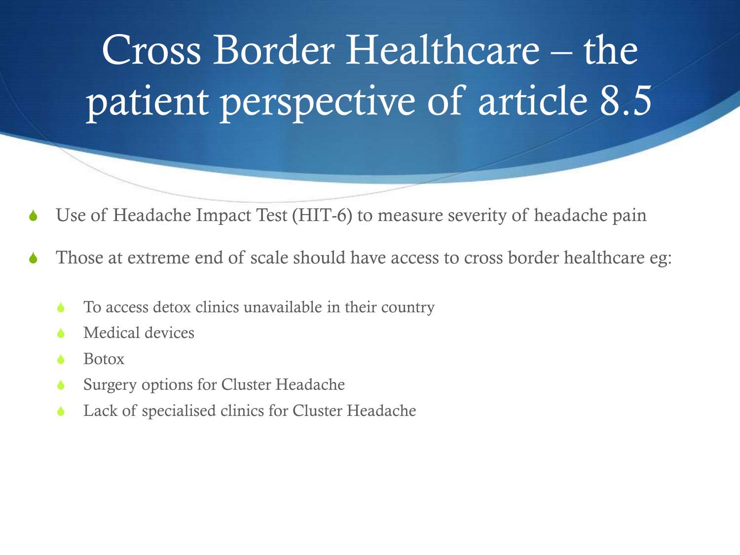# Cross Border Healthcare – the patient perspective of article 8.5

- Use of Headache Impact Test (HIT-6) to measure severity of headache pain
- Those at extreme end of scale should have access to cross border healthcare eg:
  - To access detox clinics unavailable in their country
  - Medical devices
  - Botox
  - Surgery options for Cluster Headache
  - Lack of specialised clinics for Cluster Headache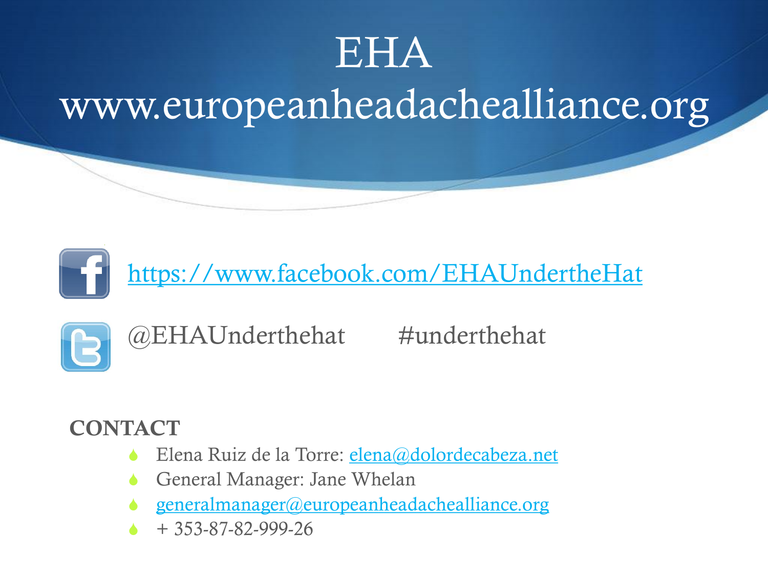# EHA
# www.europeanheadachealliance.org

https://www.facebook.com/EHAUndertheHat

@EHAUnderthehat #underthehat

**CONTACT**

- Elena Ruiz de la Torre: elena@dolordecabeza.net
- General Manager: Jane Whelan
- generalmanager@europeanheadachealliance.org
- + 353-87-82-999-26